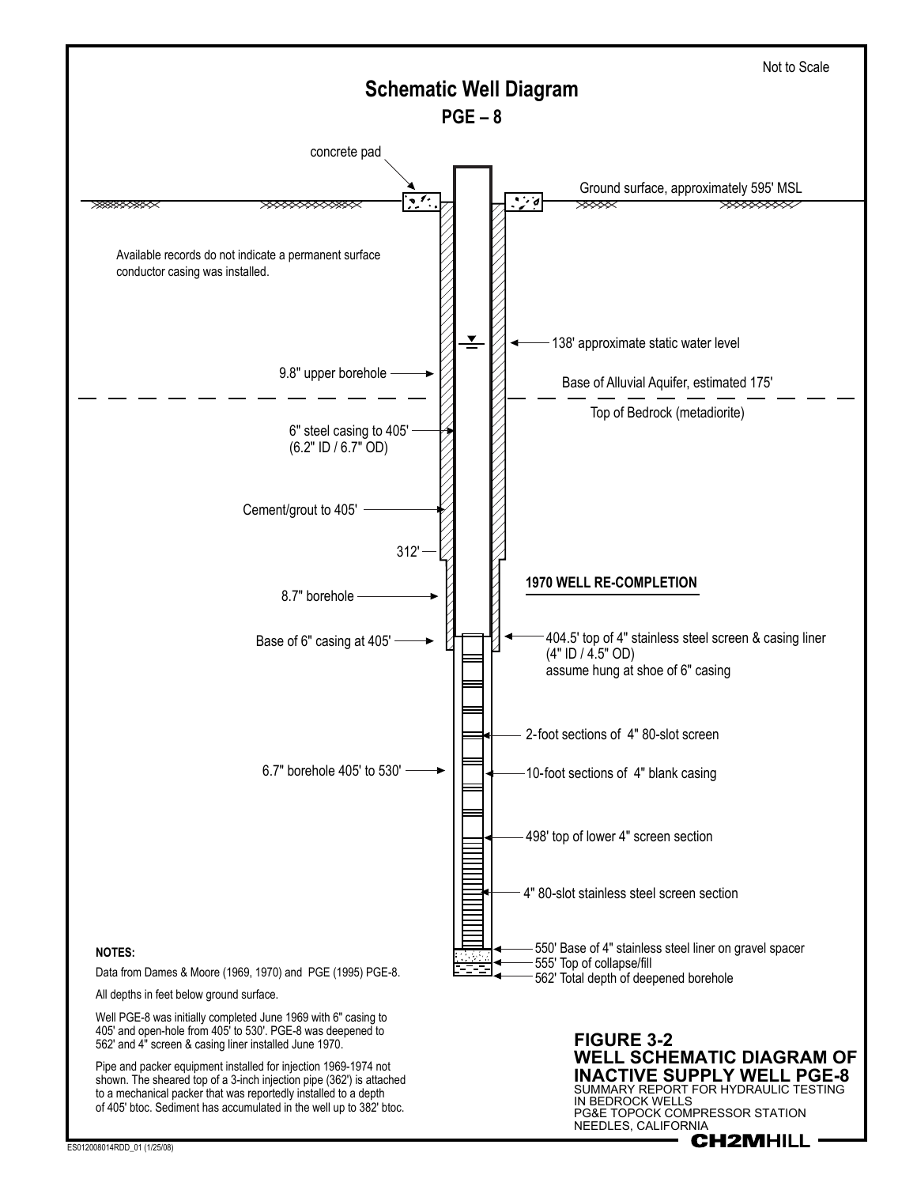Not to Scale

# Schematic Well Diagram

## PGE – 8

concrete pad

Ground surface, approximately 595' MSL

Available records do not indicate a permanent surface conductor casing was installed.

138' approximate static water level

9.8" upper borehole

Base of Alluvial Aquifer, estimated 175'

Top of Bedrock (metadiorite)

6" steel casing to 405' (6.2" ID / 6.7" OD)

Cement/grout to 405'

312'

**1970 WELL RE-COMPLETION**

8.7" borehole

Base of 6" casing at 405'

404.5' top of 4" stainless steel screen & casing liner (4" ID / 4.5" OD) assume hung at shoe of 6" casing

2-foot sections of 4" 80-slot screen

6.7" borehole 405' to 530'

10-foot sections of 4" blank casing

498' top of lower 4" screen section

4" 80-slot stainless steel screen section

550' Base of 4" stainless steel liner on gravel spacer

555' Top of collapse/fill

562' Total depth of deepened borehole

**NOTES:**

Data from Dames & Moore (1969, 1970) and PGE (1995) PGE-8.

All depths in feet below ground surface.

Well PGE-8 was initially completed June 1969 with 6" casing to 405' and open-hole from 405' to 530'. PGE-8 was deepened to 562' and 4" screen & casing liner installed June 1970.

Pipe and packer equipment installed for injection 1969-1974 not shown. The sheared top of a 3-inch injection pipe (362') is attached to a mechanical packer that was reportedly installed to a depth of 405' btoc. Sediment has accumulated in the well up to 382' btoc.

**FIGURE 3-2**
**WELL SCHEMATIC DIAGRAM OF INACTIVE SUPPLY WELL PGE-8**
SUMMARY REPORT FOR HYDRAULIC TESTING IN BEDROCK WELLS
PG&E TOPOCK COMPRESSOR STATION
NEEDLES, CALIFORNIA

CH2MHILL

ES012008014RDD_01 (1/25/08)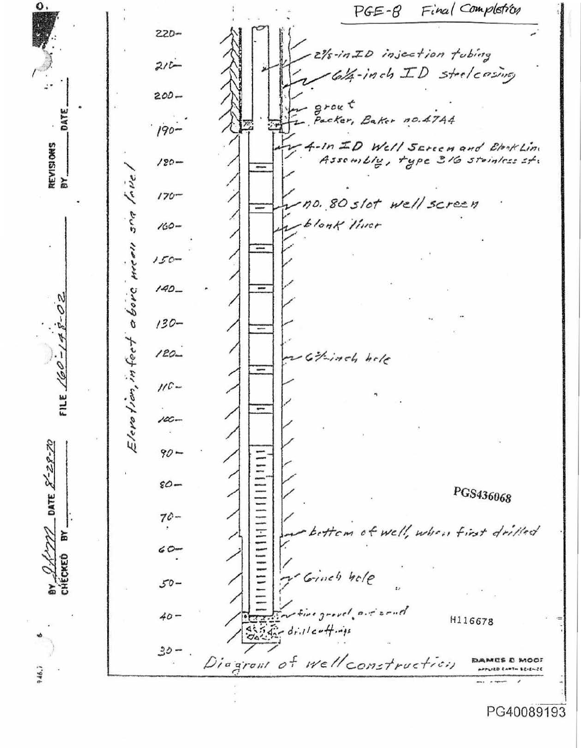# PGE-8 Final Completion

Elevation, in feet above mean sea level

220 —
210 —
200 —
190 —
180 —
170 —
160 —
150 —
140 —
130 —
120 —
110 —
100 —
90 —
80 —
70 —
60 —
50 —
40 —
30 —

- 2⅜-in ID injection tubing
- 6¼-inch ID steel casing
- grout
- Packer, Baker no. 47A4
- 4-in ID Well Screen and Blank Liner Assembly, type 316 stainless st.
- no. 80 slot well screen
- blank liner
- 6⅝-inch hole
- bottom of well, when first drilled
- 6 inch hole
- fine gravel and sand
- drill cuttings

Diagram of well construction

PGS436068

H116678

DAMES & MOORE
APPLIED EARTH SCIENCE

BY JKMP DATE 8-28-70
CHECKED BY ______

FILE 160-148-02

REVISIONS
BY ______ DATE ______

PG40089193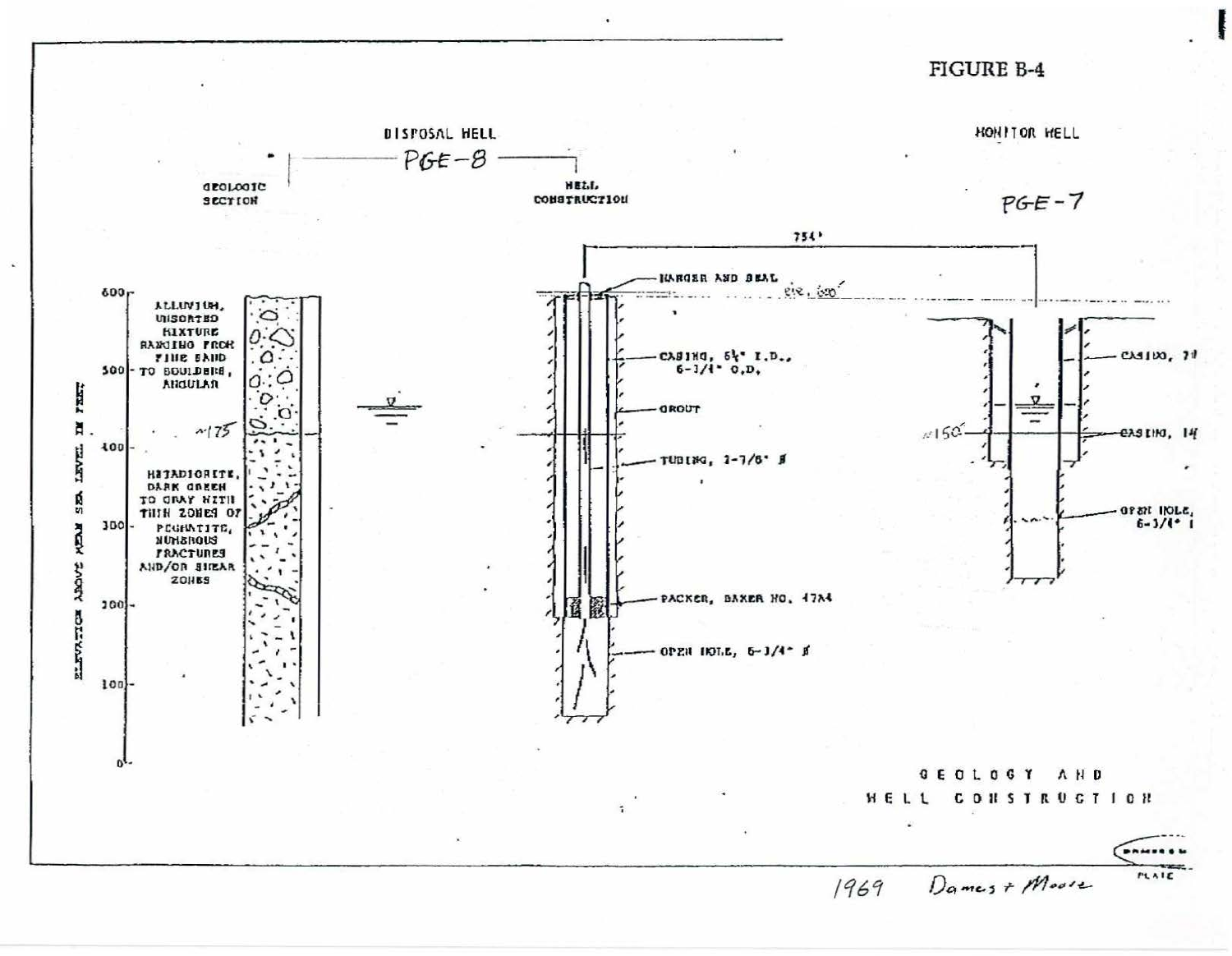FIGURE B-4

DISPOSAL WELL

PGE-8

GEOLOGIC SECTION

WELL CONSTRUCTION

MONITOR WELL

PGE-7

754'

ELEVATION ABOVE MEAN SEA LEVEL IN FEET

600

500

400

300

200

100

0

ALLUVIUM, UNSORTED MIXTURE RANGING FROM FINE SAND TO BOULDERS, ANGULAR

~175

METADIORITE, DARK GREEN TO GRAY WITH THIN ZONES OF PEGMATITE, NUMEROUS FRACTURES AND/OR SHEAR ZONES

HANGER AND SEAL

ele. 600'

CASING, 6¼" I.D., 6-3/4" O.D.

GROUT

TUBING, 2-7/8" ø

PACKER, BAKER NO. 47A4

OPEN HOLE, 6-3/4" ø

~150'

CASING, 7"

CASING, 14"

OPEN HOLE, 6-3/4" ø

GEOLOGY AND WELL CONSTRUCTION

1969 Dames + Moore

PLATE